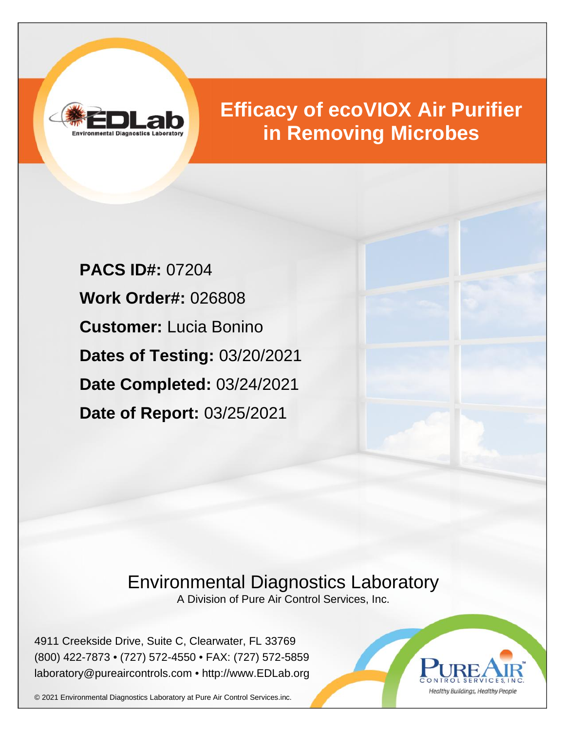# Efficacy of ecoVIOX Air Purifier in Removing Microbes

**PACS ID#:** 07204

**Work Order#:** 026808

**Customer:** Lucia Bonino

**Dates of Testing:** 03/20/2021

**Date Completed:** 03/24/2021

**Date of Report:** 03/25/2021

Environmental Diagnostics Laboratory

A Division of Pure Air Control Services, Inc.

4911 Creekside Drive, Suite C, Clearwater, FL 33769
(800) 422-7873 • (727) 572-4550 • FAX: (727) 572-5859
laboratory@pureaircontrols.com • http://www.EDLab.org

© 2021 Environmental Diagnostics Laboratory at Pure Air Control Services.inc.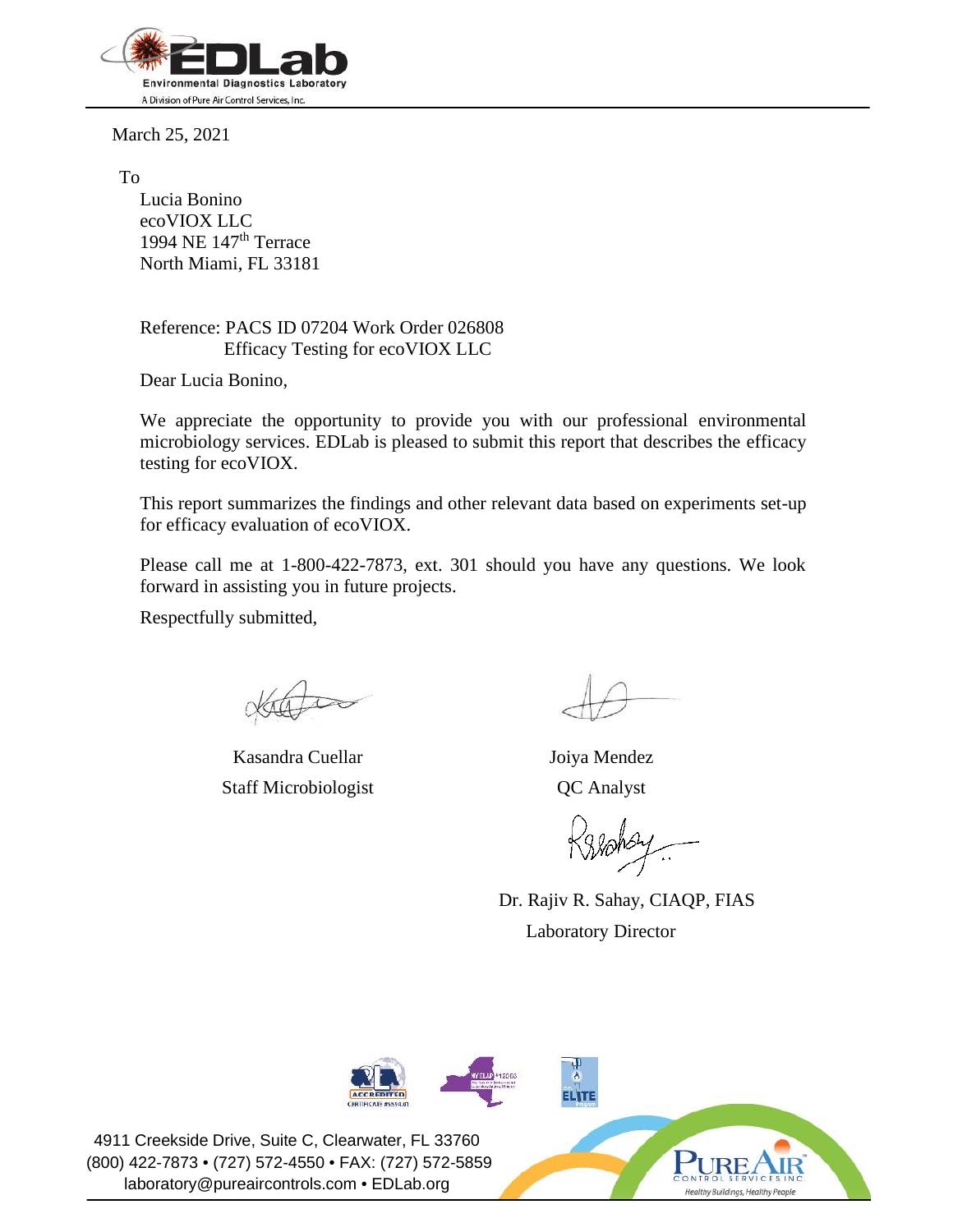March 25, 2021

To

Lucia Bonino
ecoVIOX LLC
1994 NE 147th Terrace
North Miami, FL 33181

Reference: PACS ID 07204 Work Order 026808
Efficacy Testing for ecoVIOX LLC

Dear Lucia Bonino,

We appreciate the opportunity to provide you with our professional environmental microbiology services. EDLab is pleased to submit this report that describes the efficacy testing for ecoVIOX.

This report summarizes the findings and other relevant data based on experiments set-up for efficacy evaluation of ecoVIOX.

Please call me at 1-800-422-7873, ext. 301 should you have any questions. We look forward in assisting you in future projects.

Respectfully submitted,

Kasandra Cuellar
Staff Microbiologist

Joiya Mendez
QC Analyst

Dr. Rajiv R. Sahay, CIAQP, FIAS
Laboratory Director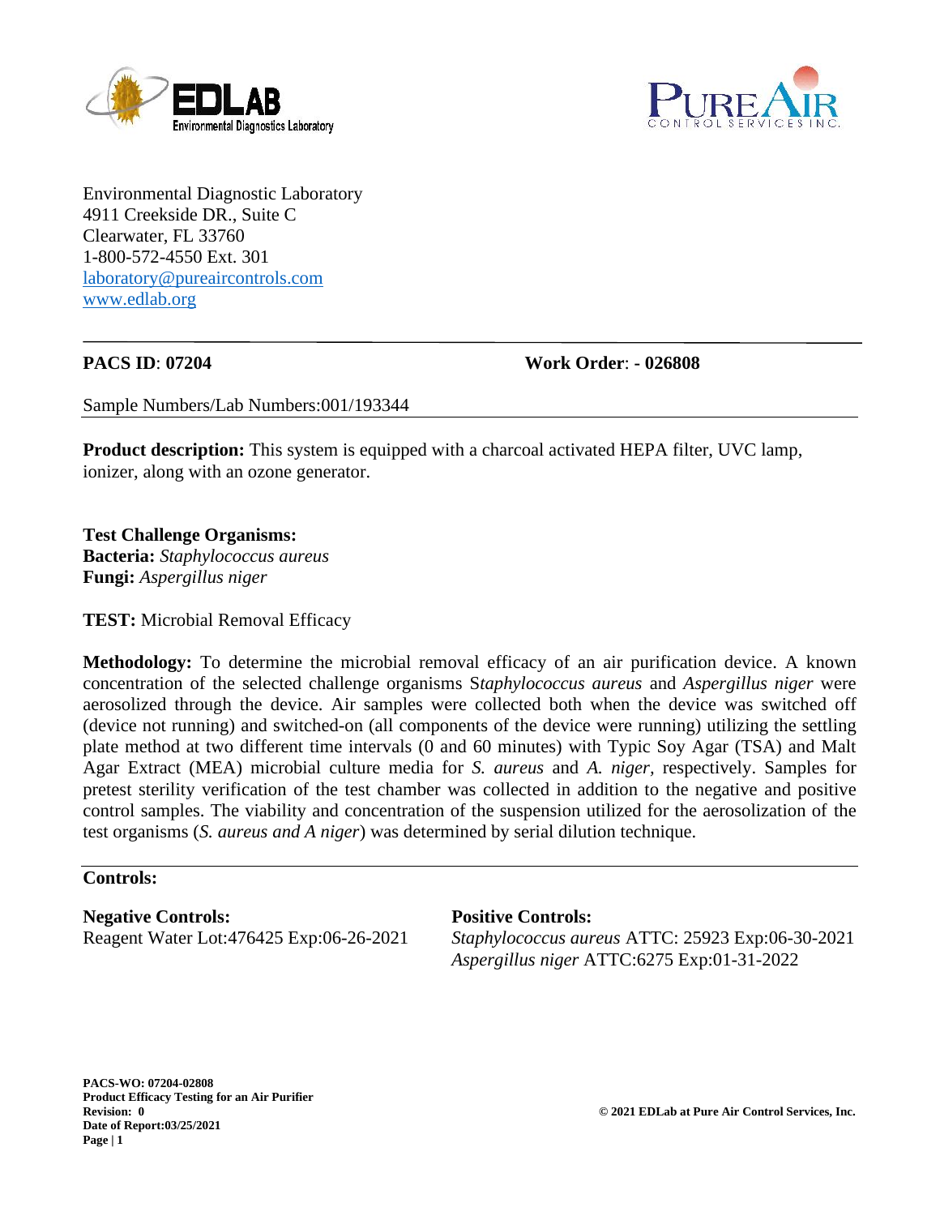Environmental Diagnostic Laboratory
4911 Creekside DR., Suite C
Clearwater, FL 33760
1-800-572-4550 Ext. 301
laboratory@pureaircontrols.com
www.edlab.org

---

**PACS ID**: **07204** **Work Order**: **- 026808**

Sample Numbers/Lab Numbers:001/193344

**Product description:** This system is equipped with a charcoal activated HEPA filter, UVC lamp, ionizer, along with an ozone generator.

**Test Challenge Organisms:**
**Bacteria:** *Staphylococcus aureus*
**Fungi:** *Aspergillus niger*

**TEST:** Microbial Removal Efficacy

**Methodology:** To determine the microbial removal efficacy of an air purification device. A known concentration of the selected challenge organisms S*taphylococcus aureus* and *Aspergillus niger* were aerosolized through the device. Air samples were collected both when the device was switched off (device not running) and switched-on (all components of the device were running) utilizing the settling plate method at two different time intervals (0 and 60 minutes) with Typic Soy Agar (TSA) and Malt Agar Extract (MEA) microbial culture media for *S. aureus* and *A. niger,* respectively. Samples for pretest sterility verification of the test chamber was collected in addition to the negative and positive control samples. The viability and concentration of the suspension utilized for the aerosolization of the test organisms (*S. aureus and A niger*) was determined by serial dilution technique.

---

**Controls:**

**Negative Controls:**
Reagent Water Lot:476425 Exp:06-26-2021

**Positive Controls:**
*Staphylococcus aureus* ATTC: 25923 Exp:06-30-2021
*Aspergillus niger* ATTC:6275 Exp:01-31-2022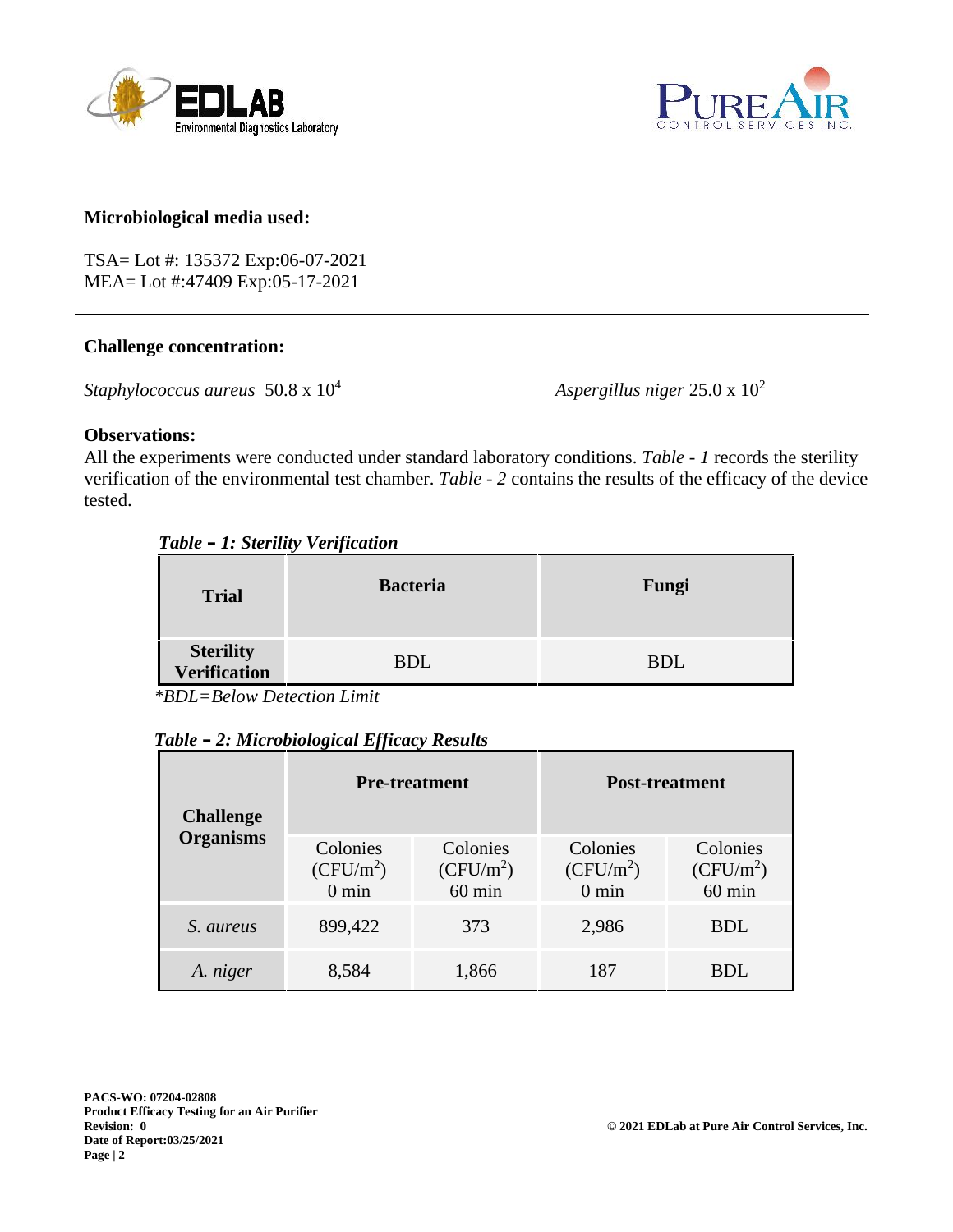**Microbiological media used:**

TSA= Lot #: 135372 Exp:06-07-2021
MEA= Lot #:47409 Exp:05-17-2021

---

**Challenge concentration:**

*Staphylococcus aureus* $50.8 \times 10^4$ *Aspergillus niger* $25.0 \times 10^2$

**Observations:**

All the experiments were conducted under standard laboratory conditions. *Table - 1* records the sterility verification of the environmental test chamber. *Table - 2* contains the results of the efficacy of the device tested.

***Table – 1: Sterility Verification***

| Trial | Bacteria | Fungi |
|---|---|---|
| **Sterility Verification** | BDL | BDL |

**BDL=Below Detection Limit*

***Table – 2: Microbiological Efficacy Results***

| Challenge Organisms | Pre-treatment | | Post-treatment | |
|---|---|---|---|---|
| | Colonies ($CFU/m^2$) 0 min | Colonies ($CFU/m^2$) 60 min | Colonies ($CFU/m^2$) 0 min | Colonies ($CFU/m^2$) 60 min |
| *S. aureus* | 899,422 | 373 | 2,986 | BDL |
| *A. niger* | 8,584 | 1,866 | 187 | BDL |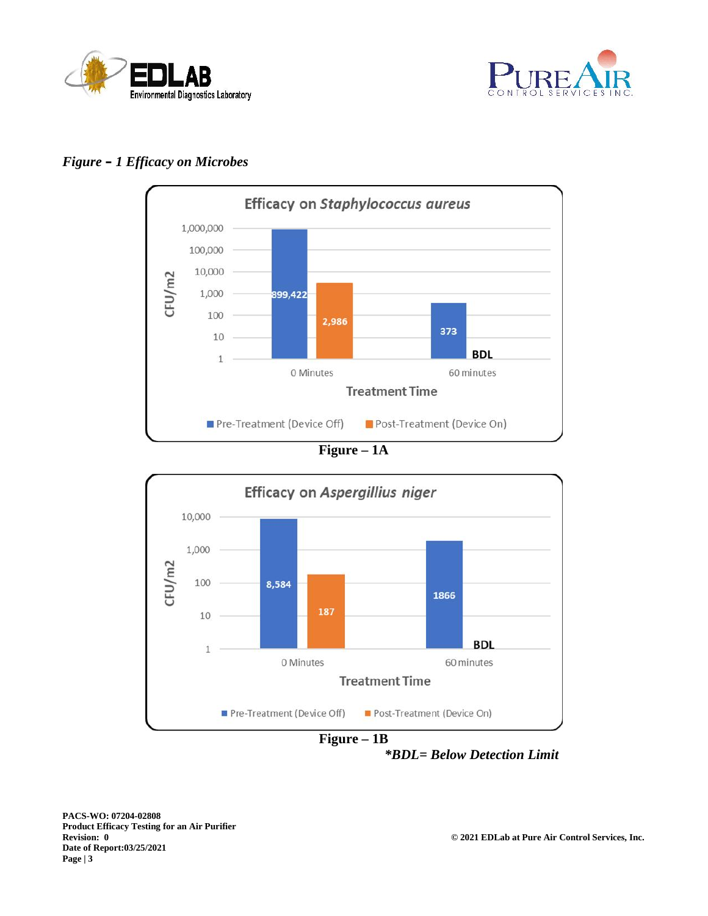*Figure – 1 Efficacy on Microbes*

**Efficacy on *Staphylococcus aureus***

| Treatment Time | Pre-Treatment (Device Off) CFU/m2 | Post-Treatment (Device On) CFU/m2 |
|---|---|---|
| 0 Minutes | 899,422 | 2,986 |
| 60 minutes | 373 | BDL |

**Figure – 1A**

**Efficacy on *Aspergillius niger***

| Treatment Time | Pre-Treatment (Device Off) CFU/m2 | Post-Treatment (Device On) CFU/m2 |
|---|---|---|
| 0 Minutes | 8,584 | 187 |
| 60 minutes | 1866 | BDL |

**Figure – 1B**

***BDL= Below Detection Limit***

**PACS-WO: 07204-02808**
**Product Efficacy Testing for an Air Purifier**
**Revision: 0**
**Date of Report:03/25/2021**

**© 2021 EDLab at Pure Air Control Services, Inc.**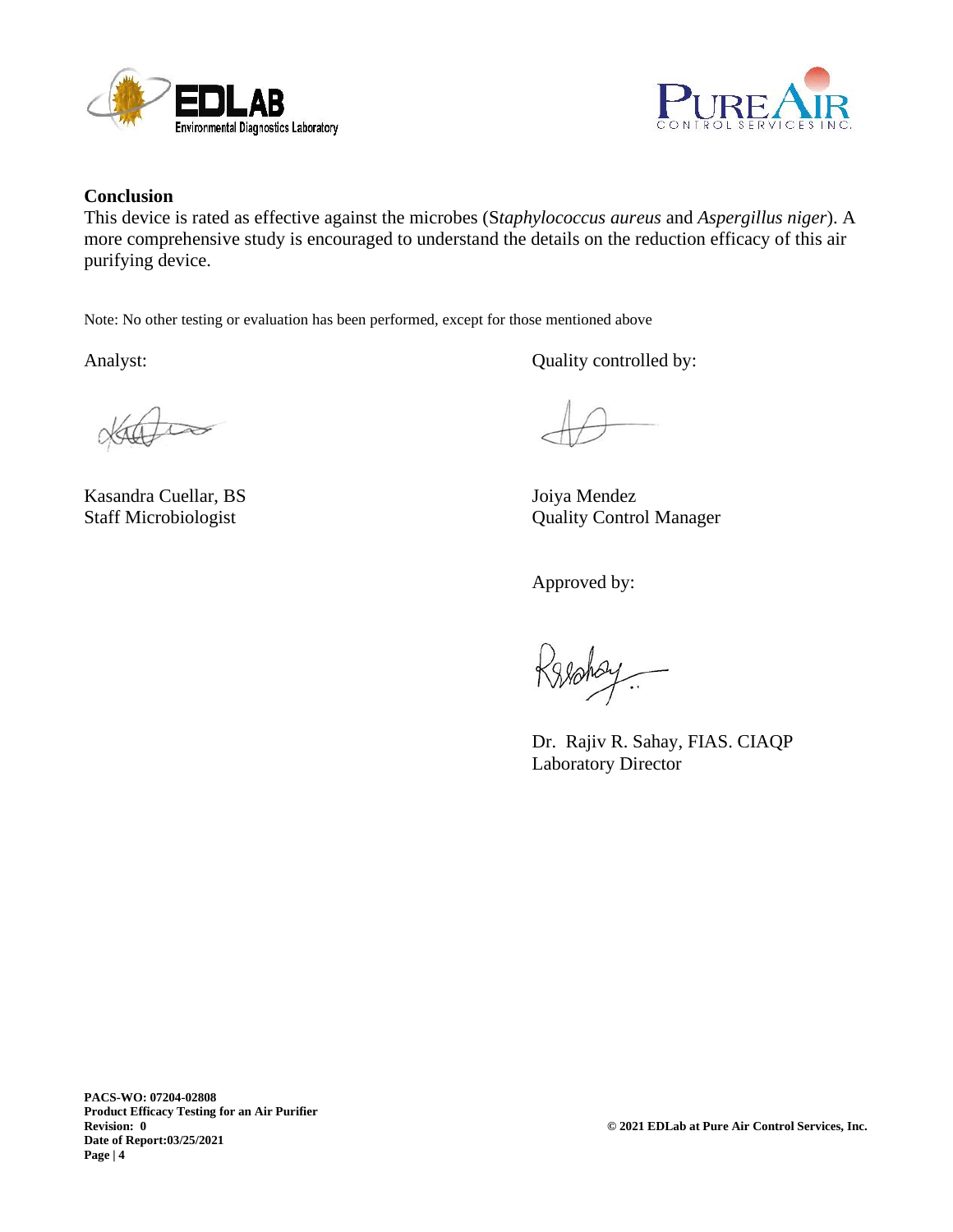## Conclusion

This device is rated as effective against the microbes (S*taphylococcus aureus* and *Aspergillus niger*). A more comprehensive study is encouraged to understand the details on the reduction efficacy of this air purifying device.

Note: No other testing or evaluation has been performed, except for those mentioned above

Analyst:

Kasandra Cuellar, BS
Staff Microbiologist

Quality controlled by:

Joiya Mendez
Quality Control Manager

Approved by:

Dr. Rajiv R. Sahay, FIAS. CIAQP
Laboratory Director

**PACS-WO: 07204-02808**
**Product Efficacy Testing for an Air Purifier**
**Revision: 0**
**Date of Report:03/25/2021**